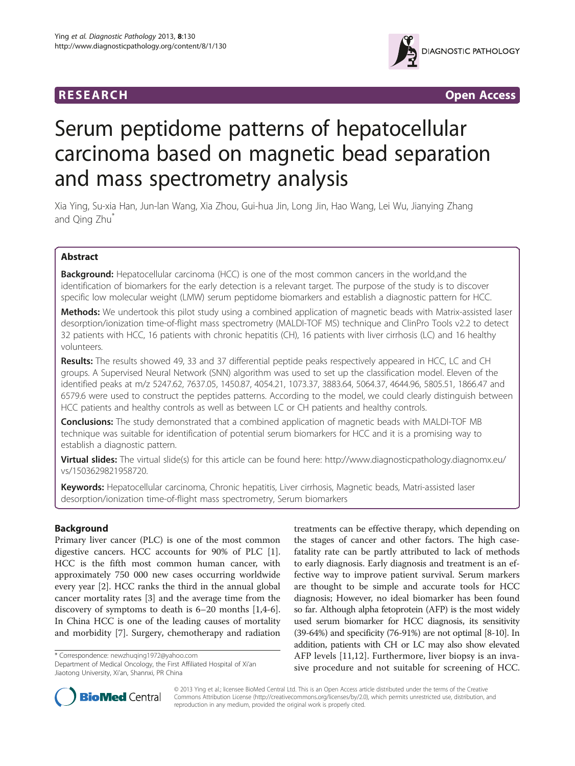RESEARCH Open Access

# Serum peptidome patterns of hepatocellular carcinoma based on magnetic bead separation and mass spectrometry analysis

Xia Ying, Su-xia Han, Jun-lan Wang, Xia Zhou, Gui-hua Jin, Long Jin, Hao Wang, Lei Wu, Jianying Zhang and Qing Zhu*

## Abstract

**Background:** Hepatocellular carcinoma (HCC) is one of the most common cancers in the world,and the identification of biomarkers for the early detection is a relevant target. The purpose of the study is to discover specific low molecular weight (LMW) serum peptidome biomarkers and establish a diagnostic pattern for HCC.

**Methods:** We undertook this pilot study using a combined application of magnetic beads with Matrix-assisted laser desorption/ionization time-of-flight mass spectrometry (MALDI-TOF MS) technique and ClinPro Tools v2.2 to detect 32 patients with HCC, 16 patients with chronic hepatitis (CH), 16 patients with liver cirrhosis (LC) and 16 healthy volunteers.

**Results:** The results showed 49, 33 and 37 differential peptide peaks respectively appeared in HCC, LC and CH groups. A Supervised Neural Network (SNN) algorithm was used to set up the classification model. Eleven of the identified peaks at m/z 5247.62, 7637.05, 1450.87, 4054.21, 1073.37, 3883.64, 5064.37, 4644.96, 5805.51, 1866.47 and 6579.6 were used to construct the peptides patterns. According to the model, we could clearly distinguish between HCC patients and healthy controls as well as between LC or CH patients and healthy controls.

**Conclusions:** The study demonstrated that a combined application of magnetic beads with MALDI-TOF MB technique was suitable for identification of potential serum biomarkers for HCC and it is a promising way to establish a diagnostic pattern.

**Virtual slides:** The virtual slide(s) for this article can be found here: http://www.diagnosticpathology.diagnomx.eu/vs/1503629821958720.

**Keywords:** Hepatocellular carcinoma, Chronic hepatitis, Liver cirrhosis, Magnetic beads, Matri-assisted laser desorption/ionization time-of-flight mass spectrometry, Serum biomarkers

## Background

Primary liver cancer (PLC) is one of the most common digestive cancers. HCC accounts for 90% of PLC [1]. HCC is the fifth most common human cancer, with approximately 750 000 new cases occurring worldwide every year [2]. HCC ranks the third in the annual global cancer mortality rates [3] and the average time from the discovery of symptoms to death is 6–20 months [1,4-6]. In China HCC is one of the leading causes of mortality and morbidity [7]. Surgery, chemotherapy and radiation treatments can be effective therapy, which depending on the stages of cancer and other factors. The high case-fatality rate can be partly attributed to lack of methods to early diagnosis. Early diagnosis and treatment is an effective way to improve patient survival. Serum markers are thought to be simple and accurate tools for HCC diagnosis; However, no ideal biomarker has been found so far. Although alpha fetoprotein (AFP) is the most widely used serum biomarker for HCC diagnosis, its sensitivity (39-64%) and specificity (76-91%) are not optimal [8-10]. In addition, patients with CH or LC may also show elevated AFP levels [11,12]. Furthermore, liver biopsy is an invasive procedure and not suitable for screening of HCC.

* Correspondence: newzhuqing1972@yahoo.com
Department of Medical Oncology, the First Affiliated Hospital of Xi'an Jiaotong University, Xi'an, Shannxi, PR China

© 2013 Ying et al.; licensee BioMed Central Ltd. This is an Open Access article distributed under the terms of the Creative Commons Attribution License (http://creativecommons.org/licenses/by/2.0), which permits unrestricted use, distribution, and reproduction in any medium, provided the original work is properly cited.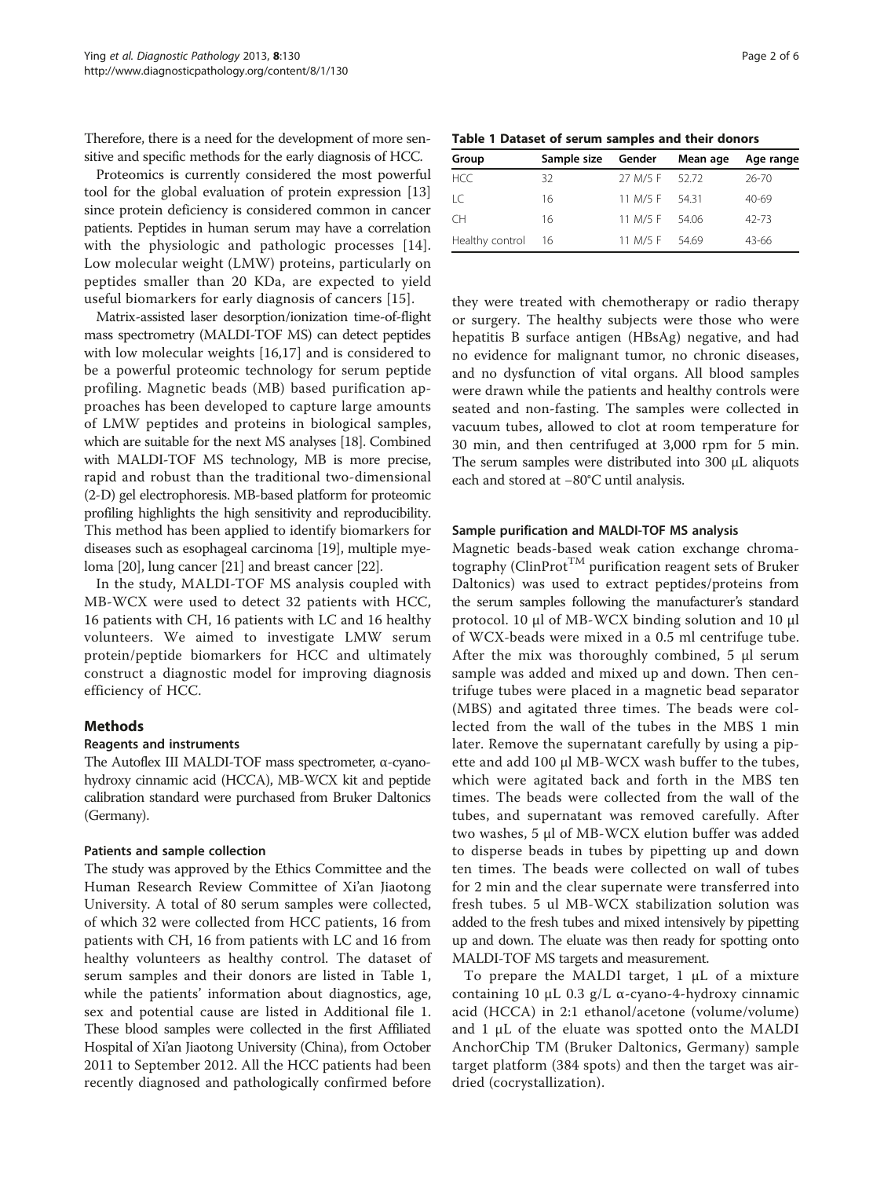Therefore, there is a need for the development of more sensitive and specific methods for the early diagnosis of HCC.

Proteomics is currently considered the most powerful tool for the global evaluation of protein expression [13] since protein deficiency is considered common in cancer patients. Peptides in human serum may have a correlation with the physiologic and pathologic processes [14]. Low molecular weight (LMW) proteins, particularly on peptides smaller than 20 KDa, are expected to yield useful biomarkers for early diagnosis of cancers [15].

Matrix-assisted laser desorption/ionization time-of-flight mass spectrometry (MALDI-TOF MS) can detect peptides with low molecular weights [16,17] and is considered to be a powerful proteomic technology for serum peptide profiling. Magnetic beads (MB) based purification approaches has been developed to capture large amounts of LMW peptides and proteins in biological samples, which are suitable for the next MS analyses [18]. Combined with MALDI-TOF MS technology, MB is more precise, rapid and robust than the traditional two-dimensional (2-D) gel electrophoresis. MB-based platform for proteomic profiling highlights the high sensitivity and reproducibility. This method has been applied to identify biomarkers for diseases such as esophageal carcinoma [19], multiple myeloma [20], lung cancer [21] and breast cancer [22].

In the study, MALDI-TOF MS analysis coupled with MB-WCX were used to detect 32 patients with HCC, 16 patients with CH, 16 patients with LC and 16 healthy volunteers. We aimed to investigate LMW serum protein/peptide biomarkers for HCC and ultimately construct a diagnostic model for improving diagnosis efficiency of HCC.

## Methods

### Reagents and instruments

The Autoflex III MALDI-TOF mass spectrometer, α-cyano-hydroxy cinnamic acid (HCCA), MB-WCX kit and peptide calibration standard were purchased from Bruker Daltonics (Germany).

### Patients and sample collection

The study was approved by the Ethics Committee and the Human Research Review Committee of Xi'an Jiaotong University. A total of 80 serum samples were collected, of which 32 were collected from HCC patients, 16 from patients with CH, 16 from patients with LC and 16 from healthy volunteers as healthy control. The dataset of serum samples and their donors are listed in Table 1, while the patients' information about diagnostics, age, sex and potential cause are listed in Additional file 1. These blood samples were collected in the first Affiliated Hospital of Xi'an Jiaotong University (China), from October 2011 to September 2012. All the HCC patients had been recently diagnosed and pathologically confirmed before they were treated with chemotherapy or radio therapy or surgery. The healthy subjects were those who were hepatitis B surface antigen (HBsAg) negative, and had no evidence for malignant tumor, no chronic diseases, and no dysfunction of vital organs. All blood samples were drawn while the patients and healthy controls were seated and non-fasting. The samples were collected in vacuum tubes, allowed to clot at room temperature for 30 min, and then centrifuged at 3,000 rpm for 5 min. The serum samples were distributed into 300 μL aliquots each and stored at −80°C until analysis.

**Table 1 Dataset of serum samples and their donors**

| Group | Sample size | Gender | Mean age | Age range |
|---|---|---|---|---|
| HCC | 32 | 27 M/5 F | 52.72 | 26-70 |
| LC | 16 | 11 M/5 F | 54.31 | 40-69 |
| CH | 16 | 11 M/5 F | 54.06 | 42-73 |
| Healthy control | 16 | 11 M/5 F | 54.69 | 43-66 |

### Sample purification and MALDI-TOF MS analysis

Magnetic beads-based weak cation exchange chromatography (ClinProt[TM] purification reagent sets of Bruker Daltonics) was used to extract peptides/proteins from the serum samples following the manufacturer's standard protocol. 10 μl of MB-WCX binding solution and 10 μl of WCX-beads were mixed in a 0.5 ml centrifuge tube. After the mix was thoroughly combined, 5 μl serum sample was added and mixed up and down. Then centrifuge tubes were placed in a magnetic bead separator (MBS) and agitated three times. The beads were collected from the wall of the tubes in the MBS 1 min later. Remove the supernatant carefully by using a pipette and add 100 μl MB-WCX wash buffer to the tubes, which were agitated back and forth in the MBS ten times. The beads were collected from the wall of the tubes, and supernatant was removed carefully. After two washes, 5 μl of MB-WCX elution buffer was added to disperse beads in tubes by pipetting up and down ten times. The beads were collected on wall of tubes for 2 min and the clear supernate were transferred into fresh tubes. 5 ul MB-WCX stabilization solution was added to the fresh tubes and mixed intensively by pipetting up and down. The eluate was then ready for spotting onto MALDI-TOF MS targets and measurement.

To prepare the MALDI target, 1 μL of a mixture containing 10 μL 0.3 g/L α-cyano-4-hydroxy cinnamic acid (HCCA) in 2:1 ethanol/acetone (volume/volume) and 1 μL of the eluate was spotted onto the MALDI AnchorChip TM (Bruker Daltonics, Germany) sample target platform (384 spots) and then the target was air-dried (cocrystallization).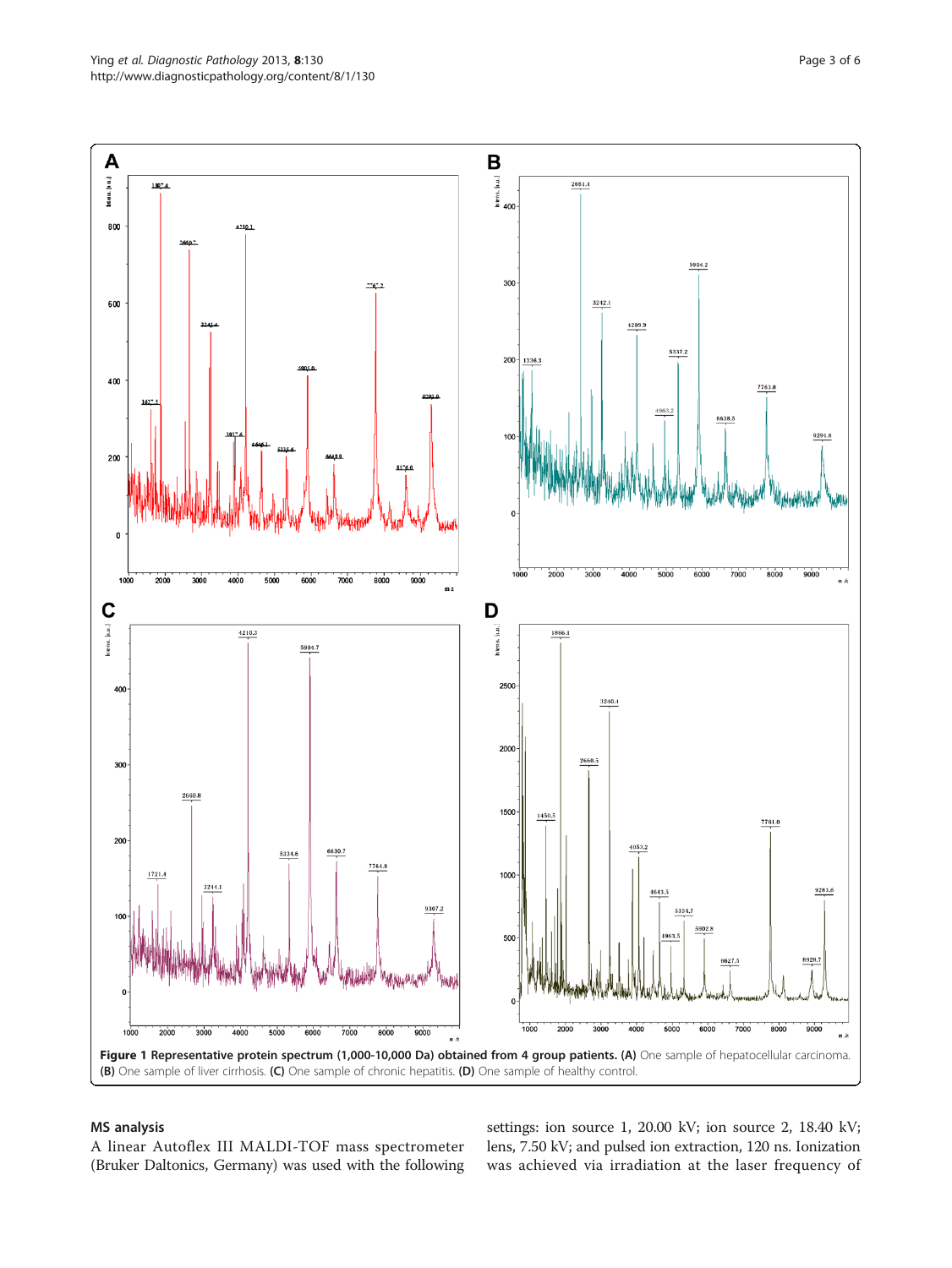**Figure 1 Representative protein spectrum (1,000-10,000 Da) obtained from 4 group patients. (A)** One sample of hepatocellular carcinoma. **(B)** One sample of liver cirrhosis. **(C)** One sample of chronic hepatitis. **(D)** One sample of healthy control.

### MS analysis

A linear Autoflex III MALDI-TOF mass spectrometer (Bruker Daltonics, Germany) was used with the following settings: ion source 1, 20.00 kV; ion source 2, 18.40 kV; lens, 7.50 kV; and pulsed ion extraction, 120 ns. Ionization was achieved via irradiation at the laser frequency of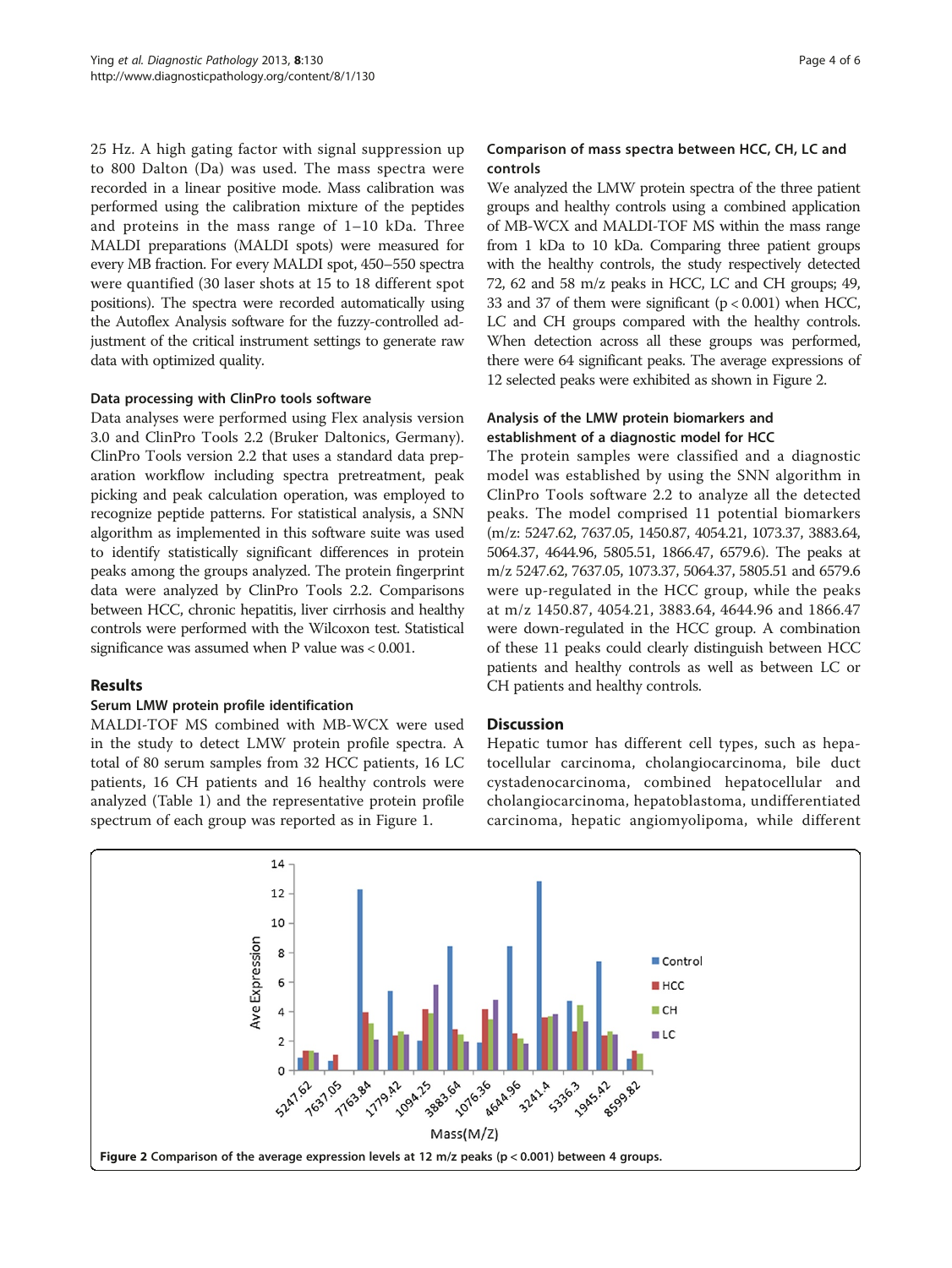25 Hz. A high gating factor with signal suppression up to 800 Dalton (Da) was used. The mass spectra were recorded in a linear positive mode. Mass calibration was performed using the calibration mixture of the peptides and proteins in the mass range of 1–10 kDa. Three MALDI preparations (MALDI spots) were measured for every MB fraction. For every MALDI spot, 450–550 spectra were quantified (30 laser shots at 15 to 18 different spot positions). The spectra were recorded automatically using the Autoflex Analysis software for the fuzzy-controlled adjustment of the critical instrument settings to generate raw data with optimized quality.

### Data processing with ClinPro tools software

Data analyses were performed using Flex analysis version 3.0 and ClinPro Tools 2.2 (Bruker Daltonics, Germany). ClinPro Tools version 2.2 that uses a standard data preparation workflow including spectra pretreatment, peak picking and peak calculation operation, was employed to recognize peptide patterns. For statistical analysis, a SNN algorithm as implemented in this software suite was used to identify statistically significant differences in protein peaks among the groups analyzed. The protein fingerprint data were analyzed by ClinPro Tools 2.2. Comparisons between HCC, chronic hepatitis, liver cirrhosis and healthy controls were performed with the Wilcoxon test. Statistical significance was assumed when P value was < 0.001.

## Results

### Serum LMW protein profile identification

MALDI-TOF MS combined with MB-WCX were used in the study to detect LMW protein profile spectra. A total of 80 serum samples from 32 HCC patients, 16 LC patients, 16 CH patients and 16 healthy controls were analyzed (Table 1) and the representative protein profile spectrum of each group was reported as in Figure 1.

### Comparison of mass spectra between HCC, CH, LC and controls

We analyzed the LMW protein spectra of the three patient groups and healthy controls using a combined application of MB-WCX and MALDI-TOF MS within the mass range from 1 kDa to 10 kDa. Comparing three patient groups with the healthy controls, the study respectively detected 72, 62 and 58 m/z peaks in HCC, LC and CH groups; 49, 33 and 37 of them were significant ($p < 0.001$) when HCC, LC and CH groups compared with the healthy controls. When detection across all these groups was performed, there were 64 significant peaks. The average expressions of 12 selected peaks were exhibited as shown in Figure 2.

### Analysis of the LMW protein biomarkers and establishment of a diagnostic model for HCC

The protein samples were classified and a diagnostic model was established by using the SNN algorithm in ClinPro Tools software 2.2 to analyze all the detected peaks. The model comprised 11 potential biomarkers (m/z: 5247.62, 7637.05, 1450.87, 4054.21, 1073.37, 3883.64, 5064.37, 4644.96, 5805.51, 1866.47, 6579.6). The peaks at m/z 5247.62, 7637.05, 1073.37, 5064.37, 5805.51 and 6579.6 were up-regulated in the HCC group, while the peaks at m/z 1450.87, 4054.21, 3883.64, 4644.96 and 1866.47 were down-regulated in the HCC group. A combination of these 11 peaks could clearly distinguish between HCC patients and healthy controls as well as between LC or CH patients and healthy controls.

## Discussion

Hepatic tumor has different cell types, such as hepatocellular carcinoma, cholangiocarcinoma, bile duct cystadenocarcinoma, combined hepatocellular and cholangiocarcinoma, hepatoblastoma, undifferentiated carcinoma, hepatic angiomyolipoma, while different

**Figure 2** Comparison of the average expression levels at 12 m/z peaks ($p < 0.001$) between 4 groups.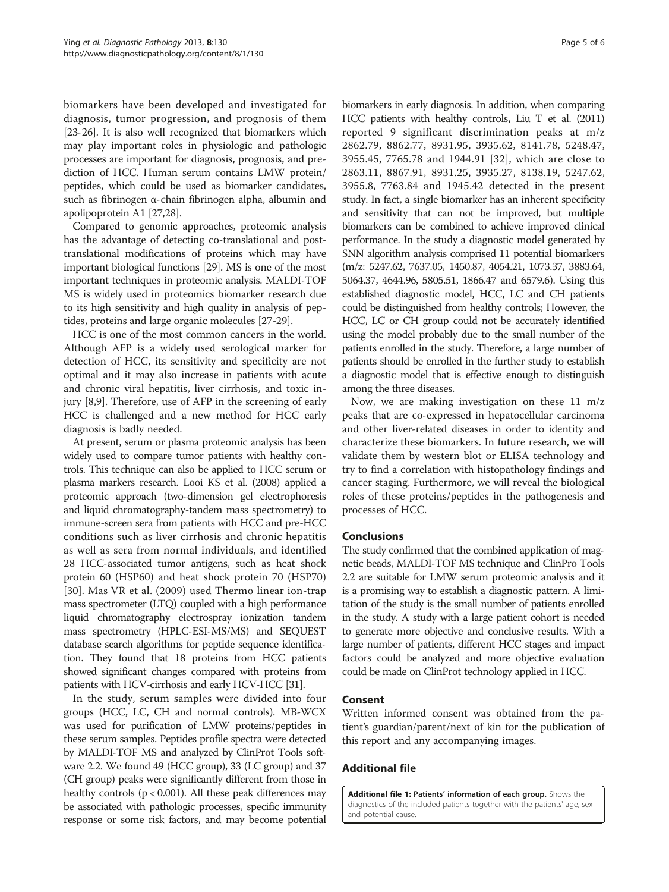biomarkers have been developed and investigated for diagnosis, tumor progression, and prognosis of them [23-26]. It is also well recognized that biomarkers which may play important roles in physiologic and pathologic processes are important for diagnosis, prognosis, and prediction of HCC. Human serum contains LMW protein/peptides, which could be used as biomarker candidates, such as fibrinogen α-chain fibrinogen alpha, albumin and apolipoprotein A1 [27,28].

Compared to genomic approaches, proteomic analysis has the advantage of detecting co-translational and post-translational modifications of proteins which may have important biological functions [29]. MS is one of the most important techniques in proteomic analysis. MALDI-TOF MS is widely used in proteomics biomarker research due to its high sensitivity and high quality in analysis of peptides, proteins and large organic molecules [27-29].

HCC is one of the most common cancers in the world. Although AFP is a widely used serological marker for detection of HCC, its sensitivity and specificity are not optimal and it may also increase in patients with acute and chronic viral hepatitis, liver cirrhosis, and toxic injury [8,9]. Therefore, use of AFP in the screening of early HCC is challenged and a new method for HCC early diagnosis is badly needed.

At present, serum or plasma proteomic analysis has been widely used to compare tumor patients with healthy controls. This technique can also be applied to HCC serum or plasma markers research. Looi KS et al. (2008) applied a proteomic approach (two-dimension gel electrophoresis and liquid chromatography-tandem mass spectrometry) to immune-screen sera from patients with HCC and pre-HCC conditions such as liver cirrhosis and chronic hepatitis as well as sera from normal individuals, and identified 28 HCC-associated tumor antigens, such as heat shock protein 60 (HSP60) and heat shock protein 70 (HSP70) [30]. Mas VR et al. (2009) used Thermo linear ion-trap mass spectrometer (LTQ) coupled with a high performance liquid chromatography electrospray ionization tandem mass spectrometry (HPLC-ESI-MS/MS) and SEQUEST database search algorithms for peptide sequence identification. They found that 18 proteins from HCC patients showed significant changes compared with proteins from patients with HCV-cirrhosis and early HCV-HCC [31].

In the study, serum samples were divided into four groups (HCC, LC, CH and normal controls). MB-WCX was used for purification of LMW proteins/peptides in these serum samples. Peptides profile spectra were detected by MALDI-TOF MS and analyzed by ClinProt Tools software 2.2. We found 49 (HCC group), 33 (LC group) and 37 (CH group) peaks were significantly different from those in healthy controls ($p < 0.001$). All these peak differences may be associated with pathologic processes, specific immunity response or some risk factors, and may become potential biomarkers in early diagnosis. In addition, when comparing HCC patients with healthy controls, Liu T et al. (2011) reported 9 significant discrimination peaks at m/z 2862.79, 8862.77, 8931.95, 3935.62, 8141.78, 5248.47, 3955.45, 7765.78 and 1944.91 [32], which are close to 2863.11, 8867.91, 8931.25, 3935.27, 8138.19, 5247.62, 3955.8, 7763.84 and 1945.42 detected in the present study. In fact, a single biomarker has an inherent specificity and sensitivity that can not be improved, but multiple biomarkers can be combined to achieve improved clinical performance. In the study a diagnostic model generated by SNN algorithm analysis comprised 11 potential biomarkers (m/z: 5247.62, 7637.05, 1450.87, 4054.21, 1073.37, 3883.64, 5064.37, 4644.96, 5805.51, 1866.47 and 6579.6). Using this established diagnostic model, HCC, LC and CH patients could be distinguished from healthy controls; However, the HCC, LC or CH group could not be accurately identified using the model probably due to the small number of the patients enrolled in the study. Therefore, a large number of patients should be enrolled in the further study to establish a diagnostic model that is effective enough to distinguish among the three diseases.

Now, we are making investigation on these 11 m/z peaks that are co-expressed in hepatocellular carcinoma and other liver-related diseases in order to identity and characterize these biomarkers. In future research, we will validate them by western blot or ELISA technology and try to find a correlation with histopathology findings and cancer staging. Furthermore, we will reveal the biological roles of these proteins/peptides in the pathogenesis and processes of HCC.

## Conclusions

The study confirmed that the combined application of magnetic beads, MALDI-TOF MS technique and ClinPro Tools 2.2 are suitable for LMW serum proteomic analysis and it is a promising way to establish a diagnostic pattern. A limitation of the study is the small number of patients enrolled in the study. A study with a large patient cohort is needed to generate more objective and conclusive results. With a large number of patients, different HCC stages and impact factors could be analyzed and more objective evaluation could be made on ClinProt technology applied in HCC.

## Consent

Written informed consent was obtained from the patient's guardian/parent/next of kin for the publication of this report and any accompanying images.

## Additional file

**Additional file 1: Patients' information of each group.** Shows the diagnostics of the included patients together with the patients' age, sex and potential cause.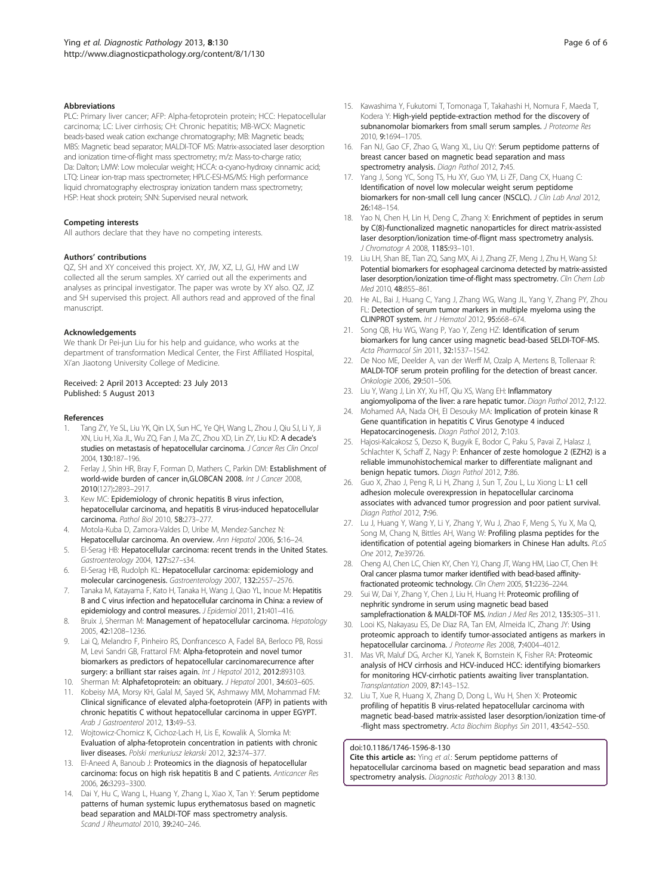### Abbreviations

PLC: Primary liver cancer; AFP: Alpha-fetoprotein protein; HCC: Hepatocellular carcinoma; LC: Liver cirrhosis; CH: Chronic hepatitis; MB-WCX: Magnetic beads-based weak cation exchange chromatography; MB: Magnetic beads; MBS: Magnetic bead separator; MALDI-TOF MS: Matrix-associated laser desorption and ionization time-of-flight mass spectrometry; m/z: Mass-to-charge ratio; Da: Dalton; LMW: Low molecular weight; HCCA: α-cyano-hydroxy cinnamic acid; LTQ: Linear ion-trap mass spectrometer; HPLC-ESI-MS/MS: High performance liquid chromatography electrospray ionization tandem mass spectrometry; HSP: Heat shock protein; SNN: Supervised neural network.

### Competing interests

All authors declare that they have no competing interests.

### Authors' contributions

QZ, SH and XY conceived this project. XY, JW, XZ, LJ, GJ, HW and LW collected all the serum samples. XY carried out all the experiments and analyses as principal investigator. The paper was wrote by XY also. QZ, JZ and SH supervised this project. All authors read and approved of the final manuscript.

### Acknowledgements

We thank Dr Pei-jun Liu for his help and guidance, who works at the department of transformation Medical Center, the First Affiliated Hospital, Xi'an Jiaotong University College of Medicine.

Received: 2 April 2013 Accepted: 23 July 2013
Published: 5 August 2013

### References

1. Tang ZY, Ye SL, Liu YK, Qin LX, Sun HC, Ye QH, Wang L, Zhou J, Qiu SJ, Li Y, Ji XN, Liu H, Xia JL, Wu ZQ, Fan J, Ma ZC, Zhou XD, Lin ZY, Liu KD: **A decade's studies on metastasis of hepatocellular carcinoma.** *J Cancer Res Clin Oncol* 2004, **130**:187–196.
2. Ferlay J, Shin HR, Bray F, Forman D, Mathers C, Parkin DM: **Establishment of world-wide burden of cancer in,GLOBCAN 2008.** *Int J Cancer* 2008, **2010**(127)**:**2893–2917.
3. Kew MC: **Epidemiology of chronic hepatitis B virus infection, hepatocellular carcinoma, and hepatitis B virus-induced hepatocellular carcinoma.** *Pathol Biol* 2010, **58**:273–277.
4. Motola-Kuba D, Zamora-Valdes D, Uribe M, Mendez-Sanchez N: **Hepatocellular carcinoma. An overview.** *Ann Hepatol* 2006, **5**:16–24.
5. El-Serag HB: **Hepatocellular carcinoma: recent trends in the United States.** *Gastroenterology* 2004, **127**:s27–s34.
6. El-Serag HB, Rudolph KL: **Hepatocellular carcinoma: epidemiology and molecular carcinogenesis.** *Gastroenterology* 2007, **132**:2557–2576.
7. Tanaka M, Katayama F, Kato H, Tanaka H, Wang J, Qiao YL, Inoue M: **Hepatitis B and C virus infection and hepatocellular carcinoma in China: a review of epidemiology and control measures.** *J Epidemiol* 2011, **21**:401–416.
8. Bruix J, Sherman M: **Management of hepatocellular carcinoma.** *Hepatology* 2005, **42**:1208–1236.
9. Lai Q, Melandro F, Pinheiro RS, Donfrancesco A, Fadel BA, Berloco PB, Rossi M, Levi Sandri GB, Frattarol FM: **Alpha-fetoprotein and novel tumor biomarkers as predictors of hepatocellular carcinomarecurrence after surgery: a brilliant star raises again.** *Int J Hepatol* 2012, **2012**:893103.
10. Sherman M: **Alphafetoprotein: an obituary.** *J Hepatol* 2001, **34**:603–605.
11. Kobeisy MA, Morsy KH, Galal M, Sayed SK, Ashmawy MM, Mohammad FM: **Clinical significance of elevated alpha-foetoprotein (AFP) in patients with chronic hepatitis C without hepatocellular carcinoma in upper EGYPT.** *Arab J Gastroenterol* 2012, **13**:49–53.
12. Wojtowicz-Chomicz K, Cichoz-Lach H, Lis E, Kowalik A, Slomka M: **Evaluation of alpha-fetoprotein concentration in patients with chronic liver diseases.** *Polski merkuriusz lekarski* 2012, **32**:374–377.
13. El-Aneed A, Banoub J: **Proteomics in the diagnosis of hepatocellular carcinoma: focus on high risk hepatitis B and C patients.** *Anticancer Res* 2006, **26**:3293–3300.
14. Dai Y, Hu C, Wang L, Huang Y, Zhang L, Xiao X, Tan Y: **Serum peptidome patterns of human systemic lupus erythematosus based on magnetic bead separation and MALDI-TOF mass spectrometry analysis.** *Scand J Rheumatol* 2010, **39**:240–246.
15. Kawashima Y, Fukutomi T, Tomonaga T, Takahashi H, Nomura F, Maeda T, Kodera Y: **High-yield peptide-extraction method for the discovery of subnanomolar biomarkers from small serum samples.** *J Proteome Res* 2010, **9**:1694–1705.
16. Fan NJ, Gao CF, Zhao G, Wang XL, Liu QY: **Serum peptidome patterns of breast cancer based on magnetic bead separation and mass spectrometry analysis.** *Diagn Pathol* 2012, **7**:45.
17. Yang J, Song YC, Song TS, Hu XY, Guo YM, Li ZF, Dang CX, Huang C: **Identification of novel low molecular weight serum peptidome biomarkers for non-small cell lung cancer (NSCLC).** *J Clin Lab Anal* 2012, **26**:148–154.
18. Yao N, Chen H, Lin H, Deng C, Zhang X: **Enrichment of peptides in serum by C(8)-functionalized magnetic nanoparticles for direct matrix-assisted laser desorption/ionization time-of-flignt mass spectrometry analysis.** *J Chromatogr A* 2008, **1185**:93–101.
19. Liu LH, Shan BE, Tian ZQ, Sang MX, Ai J, Zhang ZF, Meng J, Zhu H, Wang SJ: **Potential biomarkers for esophageal carcinoma detected by matrix-assisted laser desorption/ionization time-of-flight mass spectrometry.** *Clin Chem Lab Med* 2010, **48**:855–861.
20. He AL, Bai J, Huang C, Yang J, Zhang WG, Wang JL, Yang Y, Zhang PY, Zhou FL: **Detection of serum tumor markers in multiple myeloma using the CLINPROT system.** *Int J Hematol* 2012, **95**:668–674.
21. Song QB, Hu WG, Wang P, Yao Y, Zeng HZ: **Identification of serum biomarkers for lung cancer using magnetic bead-based SELDI-TOF-MS.** *Acta Pharmacol Sin* 2011, **32**:1537–1542.
22. De Noo ME, Deelder A, van der Werff M, Ozalp A, Mertens B, Tollenaar R: **MALDI-TOF serum protein profiling for the detection of breast cancer.** *Onkologie* 2006, **29**:501–506.
23. Liu Y, Wang J, Lin XY, Xu HT, Qiu XS, Wang EH: **Inflammatory angiomyolipoma of the liver: a rare hepatic tumor.** *Diagn Pathol* 2012, **7**:122.
24. Mohamed AA, Nada OH, El Desouky MA: **Implication of protein kinase R Gene quantification in hepatitis C Virus Genotype 4 induced Hepatocarcinogenesis.** *Diagn Pathol* 2012, **7**:103.
25. Hajosi-Kalcakosz S, Dezso K, Bugyik E, Bodor C, Paku S, Pavai Z, Halasz J, Schlachter K, Schaff Z, Nagy P: **Enhancer of zeste homologue 2 (EZH2) is a reliable immunohistochemical marker to differentiate malignant and benign hepatic tumors.** *Diagn Pathol* 2012, **7**:86.
26. Guo X, Zhao J, Peng R, Li H, Zhang J, Sun T, Zou L, Lu Xiong L: **L1 cell adhesion molecule overexpression in hepatocellular carcinoma associates with advanced tumor progression and poor patient survival.** *Diagn Pathol* 2012, **7**:96.
27. Lu J, Huang Y, Wang Y, Li Y, Zhang Y, Wu J, Zhao F, Meng S, Yu X, Ma Q, Song M, Chang N, Bittles AH, Wang W: **Profiling plasma peptides for the identification of potential ageing biomarkers in Chinese Han adults.** *PLoS One* 2012, **7**:e39726.
28. Cheng AJ, Chen LC, Chien KY, Chen YJ, Chang JT, Wang HM, Liao CT, Chen IH: **Oral cancer plasma tumor marker identified with bead-based affinity-fractionated proteomic technology.** *Clin Chem* 2005, **51**:2236–2244.
29. Sui W, Dai Y, Zhang Y, Chen J, Liu H, Huang H: **Proteomic profiling of nephritic syndrome in serum using magnetic bead based samplefractionation & MALDI-TOF MS.** *Indian J Med Res* 2012, **135**:305–311.
30. Looi KS, Nakayasu ES, De Diaz RA, Tan EM, Almeida IC, Zhang JY: **Using proteomic approach to identify tumor-associated antigens as markers in hepatocellular carcinoma.** *J Proteome Res* 2008, **7**:4004–4012.
31. Mas VR, Maluf DG, Archer KJ, Yanek K, Bornstein K, Fisher RA: **Proteomic analysis of HCV cirrhosis and HCV-induced HCC: identifying biomarkers for monitoring HCV-cirrhotic patients awaiting liver transplantation.** *Transplantation* 2009, **87**:143–152.
32. Liu T, Xue R, Huang X, Zhang D, Dong L, Wu H, Shen X: **Proteomic profiling of hepatitis B virus-related hepatocellular carcinoma with magnetic bead-based matrix-assisted laser desorption/ionization time-of -flight mass spectrometry.** *Acta Biochim Biophys Sin* 2011, **43**:542–550.

doi:10.1186/1746-1596-8-130
**Cite this article as:** Ying *et al.*: Serum peptidome patterns of hepatocellular carcinoma based on magnetic bead separation and mass spectrometry analysis. *Diagnostic Pathology* 2013 **8**:130.